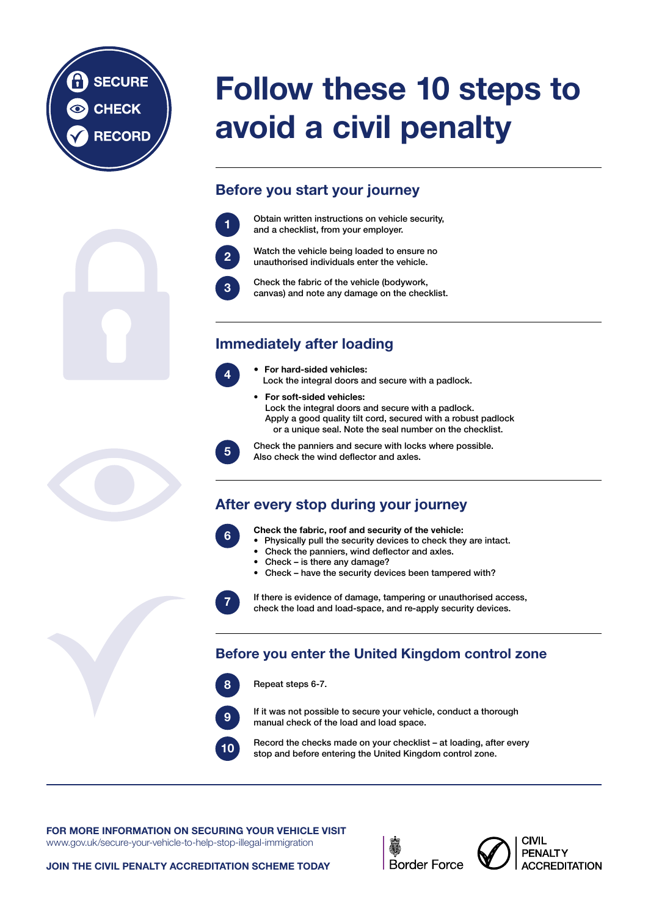SECURE
CHECK
RECORD

# Follow these 10 steps to avoid a civil penalty

## Before you start your journey

1. Obtain written instructions on vehicle security, and a checklist, from your employer.
2. Watch the vehicle being loaded to ensure no unauthorised individuals enter the vehicle.
3. Check the fabric of the vehicle (bodywork, canvas) and note any damage on the checklist.

## Immediately after loading

4. 
   - **For hard-sided vehicles:** Lock the integral doors and secure with a padlock.
   - **For soft-sided vehicles:** Lock the integral doors and secure with a padlock. Apply a good quality tilt cord, secured with a robust padlock or a unique seal. Note the seal number on the checklist.
5. Check the panniers and secure with locks where possible. Also check the wind deflector and axles.

## After every stop during your journey

6. **Check the fabric, roof and security of the vehicle:**
   - Physically pull the security devices to check they are intact.
   - Check the panniers, wind deflector and axles.
   - Check – is there any damage?
   - Check – have the security devices been tampered with?
7. If there is evidence of damage, tampering or unauthorised access, check the load and load-space, and re-apply security devices.

## Before you enter the United Kingdom control zone

8. Repeat steps 6-7.
9. If it was not possible to secure your vehicle, conduct a thorough manual check of the load and load space.
10. Record the checks made on your checklist – at loading, after every stop and before entering the United Kingdom control zone.

---

**FOR MORE INFORMATION ON SECURING YOUR VEHICLE VISIT**
www.gov.uk/secure-your-vehicle-to-help-stop-illegal-immigration

**JOIN THE CIVIL PENALTY ACCREDITATION SCHEME TODAY**

Border Force

CIVIL PENALTY ACCREDITATION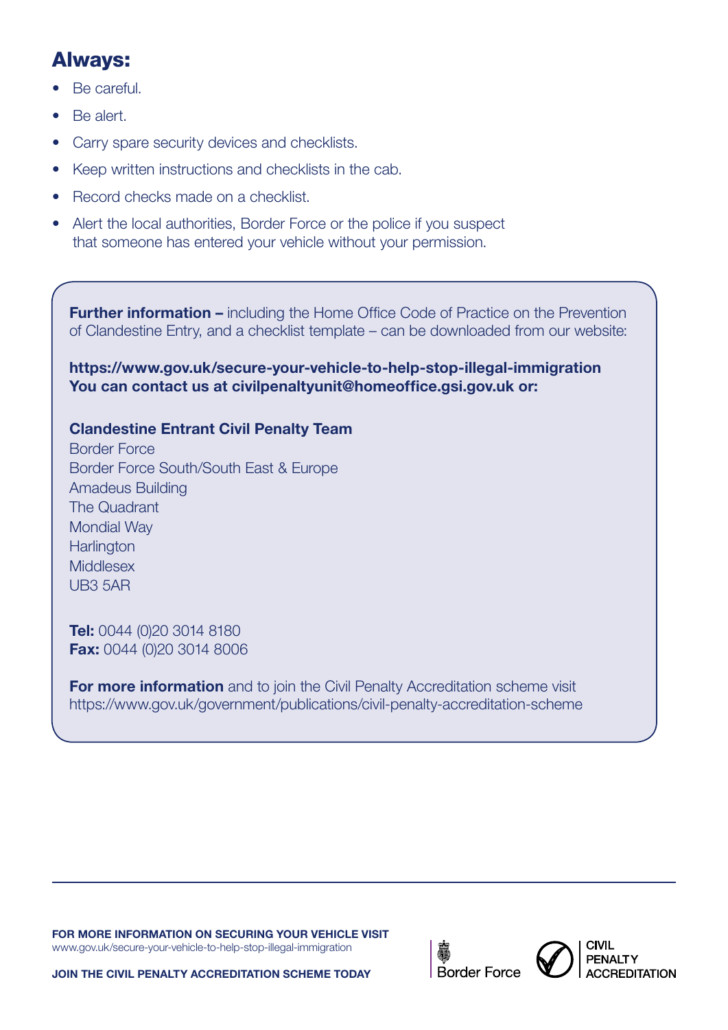## Always:

- Be careful.
- Be alert.
- Carry spare security devices and checklists.
- Keep written instructions and checklists in the cab.
- Record checks made on a checklist.
- Alert the local authorities, Border Force or the police if you suspect that someone has entered your vehicle without your permission.

**Further information –** including the Home Office Code of Practice on the Prevention of Clandestine Entry, and a checklist template – can be downloaded from our website:

**https://www.gov.uk/secure-your-vehicle-to-help-stop-illegal-immigration**
**You can contact us at civilpenaltyunit@homeoffice.gsi.gov.uk or:**

**Clandestine Entrant Civil Penalty Team**
Border Force
Border Force South/South East & Europe
Amadeus Building
The Quadrant
Mondial Way
Harlington
Middlesex
UB3 5AR

**Tel:** 0044 (0)20 3014 8180
**Fax:** 0044 (0)20 3014 8006

**For more information** and to join the Civil Penalty Accreditation scheme visit https://www.gov.uk/government/publications/civil-penalty-accreditation-scheme

**FOR MORE INFORMATION ON SECURING YOUR VEHICLE VISIT**
www.gov.uk/secure-your-vehicle-to-help-stop-illegal-immigration

**JOIN THE CIVIL PENALTY ACCREDITATION SCHEME TODAY**

Border Force

CIVIL PENALTY ACCREDITATION